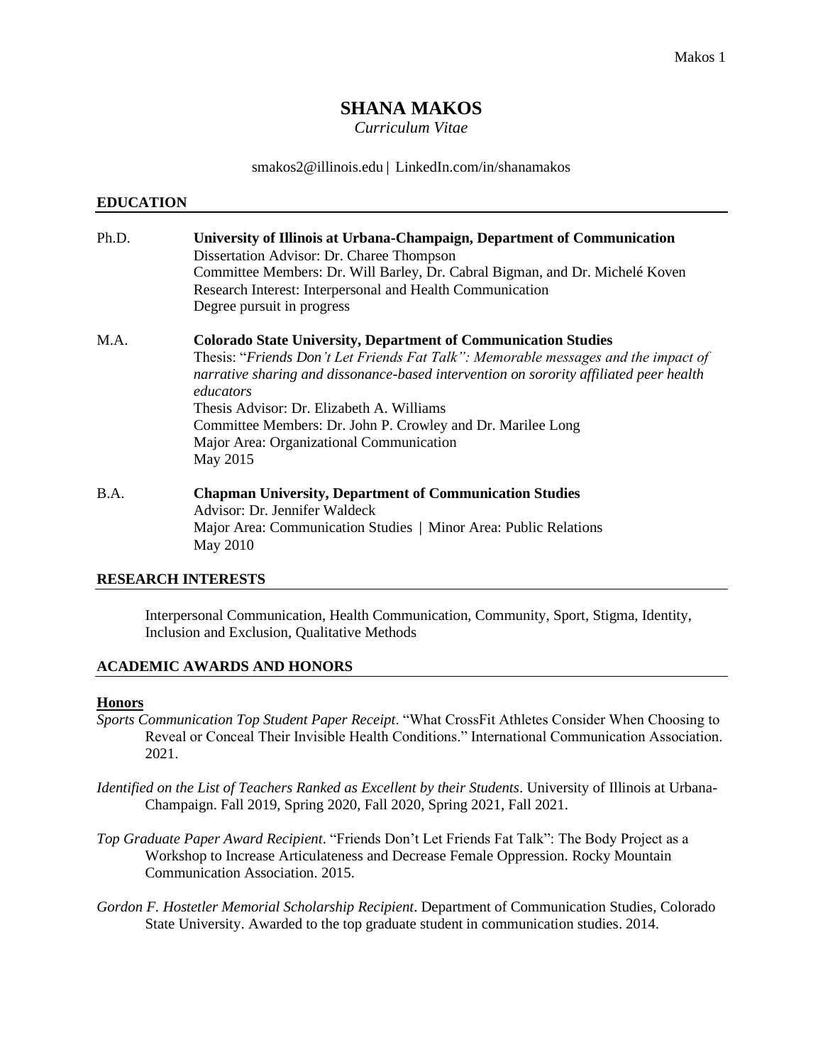# SHANA MAKOS

*Curriculum Vitae*

smakos2@illinois.edu | LinkedIn.com/in/shanamakos

## EDUCATION

Ph.D. **University of Illinois at Urbana-Champaign, Department of Communication**
Dissertation Advisor: Dr. Charee Thompson
Committee Members: Dr. Will Barley, Dr. Cabral Bigman, and Dr. Michelé Koven
Research Interest: Interpersonal and Health Communication
Degree pursuit in progress

M.A. **Colorado State University, Department of Communication Studies**
Thesis: "*Friends Don't Let Friends Fat Talk": Memorable messages and the impact of narrative sharing and dissonance-based intervention on sorority affiliated peer health educators*
Thesis Advisor: Dr. Elizabeth A. Williams
Committee Members: Dr. John P. Crowley and Dr. Marilee Long
Major Area: Organizational Communication
May 2015

B.A. **Chapman University, Department of Communication Studies**
Advisor: Dr. Jennifer Waldeck
Major Area: Communication Studies | Minor Area: Public Relations
May 2010

## RESEARCH INTERESTS

Interpersonal Communication, Health Communication, Community, Sport, Stigma, Identity, Inclusion and Exclusion, Qualitative Methods

## ACADEMIC AWARDS AND HONORS

### Honors

*Sports Communication Top Student Paper Receipt*. "What CrossFit Athletes Consider When Choosing to Reveal or Conceal Their Invisible Health Conditions." International Communication Association. 2021.

*Identified on the List of Teachers Ranked as Excellent by their Students*. University of Illinois at Urbana-Champaign. Fall 2019, Spring 2020, Fall 2020, Spring 2021, Fall 2021.

*Top Graduate Paper Award Recipient*. "Friends Don't Let Friends Fat Talk": The Body Project as a Workshop to Increase Articulateness and Decrease Female Oppression. Rocky Mountain Communication Association. 2015.

*Gordon F. Hostetler Memorial Scholarship Recipient*. Department of Communication Studies, Colorado State University. Awarded to the top graduate student in communication studies. 2014.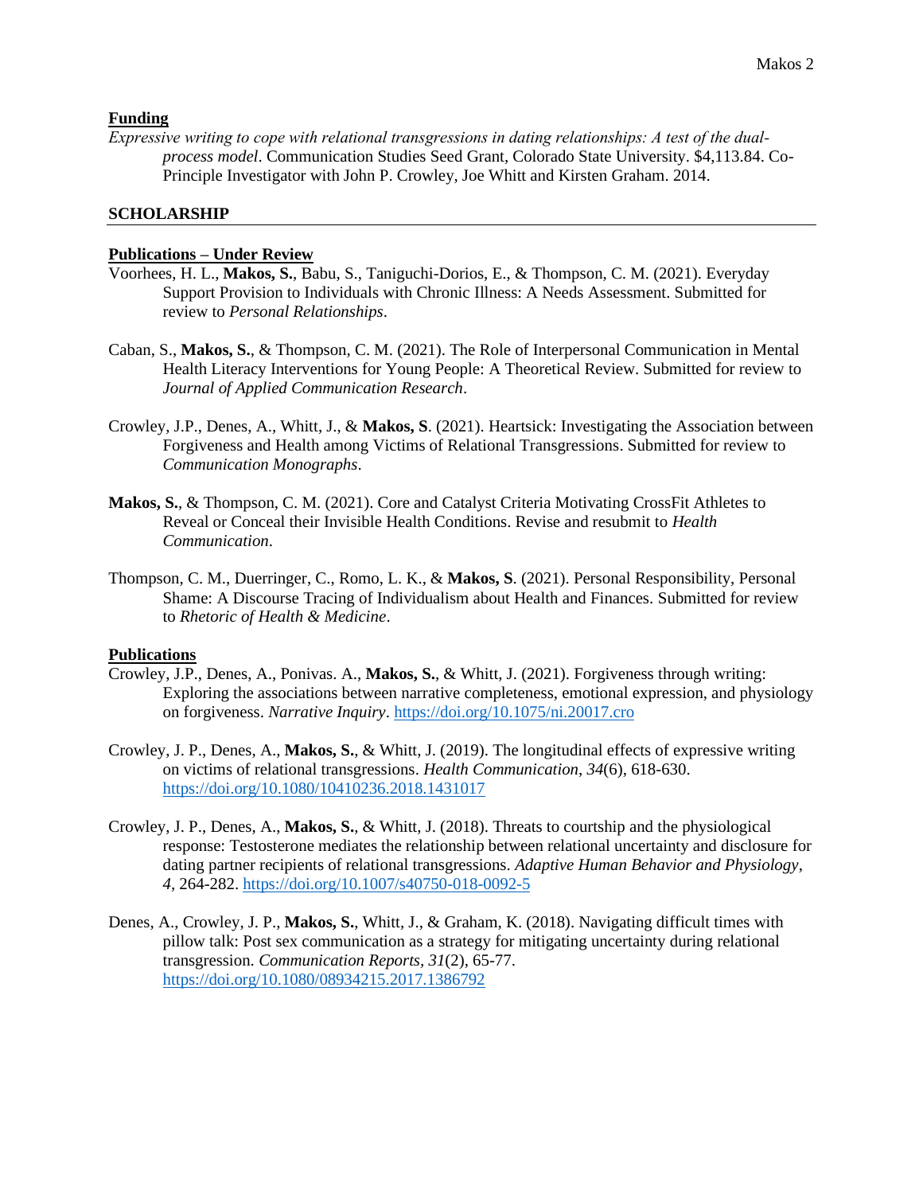**Funding**

*Expressive writing to cope with relational transgressions in dating relationships: A test of the dual-process model*. Communication Studies Seed Grant, Colorado State University. $4,113.84. Co-Principle Investigator with John P. Crowley, Joe Whitt and Kirsten Graham. 2014.

## SCHOLARSHIP

**Publications – Under Review**

Voorhees, H. L., **Makos, S.**, Babu, S., Taniguchi-Dorios, E., & Thompson, C. M. (2021). Everyday Support Provision to Individuals with Chronic Illness: A Needs Assessment. Submitted for review to *Personal Relationships*.

Caban, S., **Makos, S.**, & Thompson, C. M. (2021). The Role of Interpersonal Communication in Mental Health Literacy Interventions for Young People: A Theoretical Review. Submitted for review to *Journal of Applied Communication Research*.

Crowley, J.P., Denes, A., Whitt, J., & **Makos, S**. (2021). Heartsick: Investigating the Association between Forgiveness and Health among Victims of Relational Transgressions. Submitted for review to *Communication Monographs*.

**Makos, S.**, & Thompson, C. M. (2021). Core and Catalyst Criteria Motivating CrossFit Athletes to Reveal or Conceal their Invisible Health Conditions. Revise and resubmit to *Health Communication*.

Thompson, C. M., Duerringer, C., Romo, L. K., & **Makos, S**. (2021). Personal Responsibility, Personal Shame: A Discourse Tracing of Individualism about Health and Finances. Submitted for review to *Rhetoric of Health & Medicine*.

**Publications**

Crowley, J.P., Denes, A., Ponivas. A., **Makos, S.**, & Whitt, J. (2021). Forgiveness through writing: Exploring the associations between narrative completeness, emotional expression, and physiology on forgiveness. *Narrative Inquiry*. https://doi.org/10.1075/ni.20017.cro

Crowley, J. P., Denes, A., **Makos, S.**, & Whitt, J. (2019). The longitudinal effects of expressive writing on victims of relational transgressions. *Health Communication, 34*(6), 618-630. https://doi.org/10.1080/10410236.2018.1431017

Crowley, J. P., Denes, A., **Makos, S.**, & Whitt, J. (2018). Threats to courtship and the physiological response: Testosterone mediates the relationship between relational uncertainty and disclosure for dating partner recipients of relational transgressions. *Adaptive Human Behavior and Physiology, 4*, 264-282. https://doi.org/10.1007/s40750-018-0092-5

Denes, A., Crowley, J. P., **Makos, S.**, Whitt, J., & Graham, K. (2018). Navigating difficult times with pillow talk: Post sex communication as a strategy for mitigating uncertainty during relational transgression. *Communication Reports, 31*(2), 65-77. https://doi.org/10.1080/08934215.2017.1386792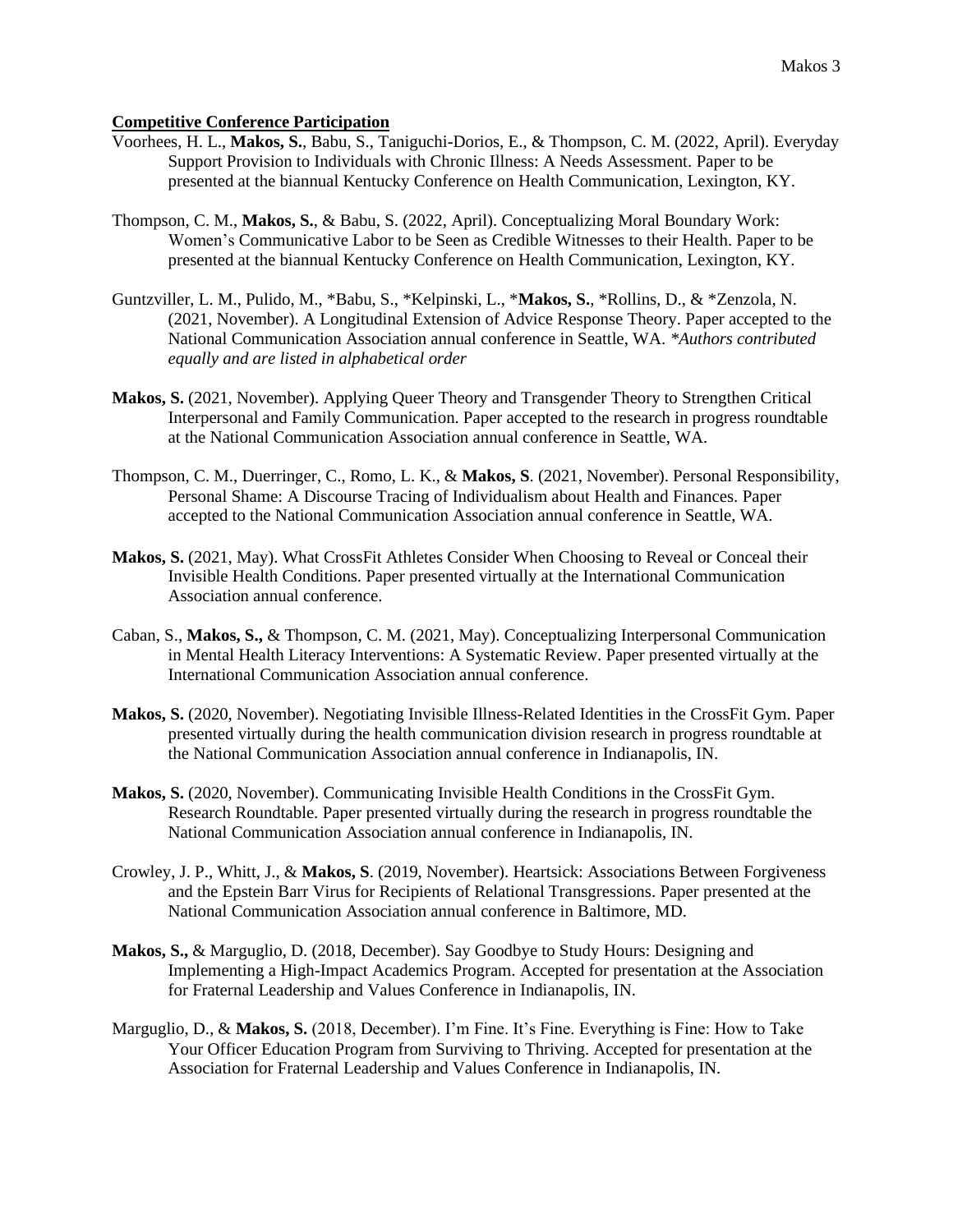## Competitive Conference Participation

Voorhees, H. L., **Makos, S.**, Babu, S., Taniguchi-Dorios, E., & Thompson, C. M. (2022, April). Everyday Support Provision to Individuals with Chronic Illness: A Needs Assessment. Paper to be presented at the biannual Kentucky Conference on Health Communication, Lexington, KY.

Thompson, C. M., **Makos, S.**, & Babu, S. (2022, April). Conceptualizing Moral Boundary Work: Women's Communicative Labor to be Seen as Credible Witnesses to their Health. Paper to be presented at the biannual Kentucky Conference on Health Communication, Lexington, KY.

Guntzviller, L. M., Pulido, M., *Babu, S., *Kelpinski, L., ***Makos, S.**, *Rollins, D., & *Zenzola, N. (2021, November). A Longitudinal Extension of Advice Response Theory. Paper accepted to the National Communication Association annual conference in Seattle, WA. *\*Authors contributed equally and are listed in alphabetical order*

**Makos, S.** (2021, November). Applying Queer Theory and Transgender Theory to Strengthen Critical Interpersonal and Family Communication. Paper accepted to the research in progress roundtable at the National Communication Association annual conference in Seattle, WA.

Thompson, C. M., Duerringer, C., Romo, L. K., & **Makos, S**. (2021, November). Personal Responsibility, Personal Shame: A Discourse Tracing of Individualism about Health and Finances. Paper accepted to the National Communication Association annual conference in Seattle, WA.

**Makos, S.** (2021, May). What CrossFit Athletes Consider When Choosing to Reveal or Conceal their Invisible Health Conditions. Paper presented virtually at the International Communication Association annual conference.

Caban, S., **Makos, S.,** & Thompson, C. M. (2021, May). Conceptualizing Interpersonal Communication in Mental Health Literacy Interventions: A Systematic Review. Paper presented virtually at the International Communication Association annual conference.

**Makos, S.** (2020, November). Negotiating Invisible Illness-Related Identities in the CrossFit Gym. Paper presented virtually during the health communication division research in progress roundtable at the National Communication Association annual conference in Indianapolis, IN.

**Makos, S.** (2020, November). Communicating Invisible Health Conditions in the CrossFit Gym. Research Roundtable. Paper presented virtually during the research in progress roundtable the National Communication Association annual conference in Indianapolis, IN.

Crowley, J. P., Whitt, J., & **Makos, S**. (2019, November). Heartsick: Associations Between Forgiveness and the Epstein Barr Virus for Recipients of Relational Transgressions. Paper presented at the National Communication Association annual conference in Baltimore, MD.

**Makos, S.,** & Marguglio, D. (2018, December). Say Goodbye to Study Hours: Designing and Implementing a High-Impact Academics Program. Accepted for presentation at the Association for Fraternal Leadership and Values Conference in Indianapolis, IN.

Marguglio, D., & **Makos, S.** (2018, December). I'm Fine. It's Fine. Everything is Fine: How to Take Your Officer Education Program from Surviving to Thriving. Accepted for presentation at the Association for Fraternal Leadership and Values Conference in Indianapolis, IN.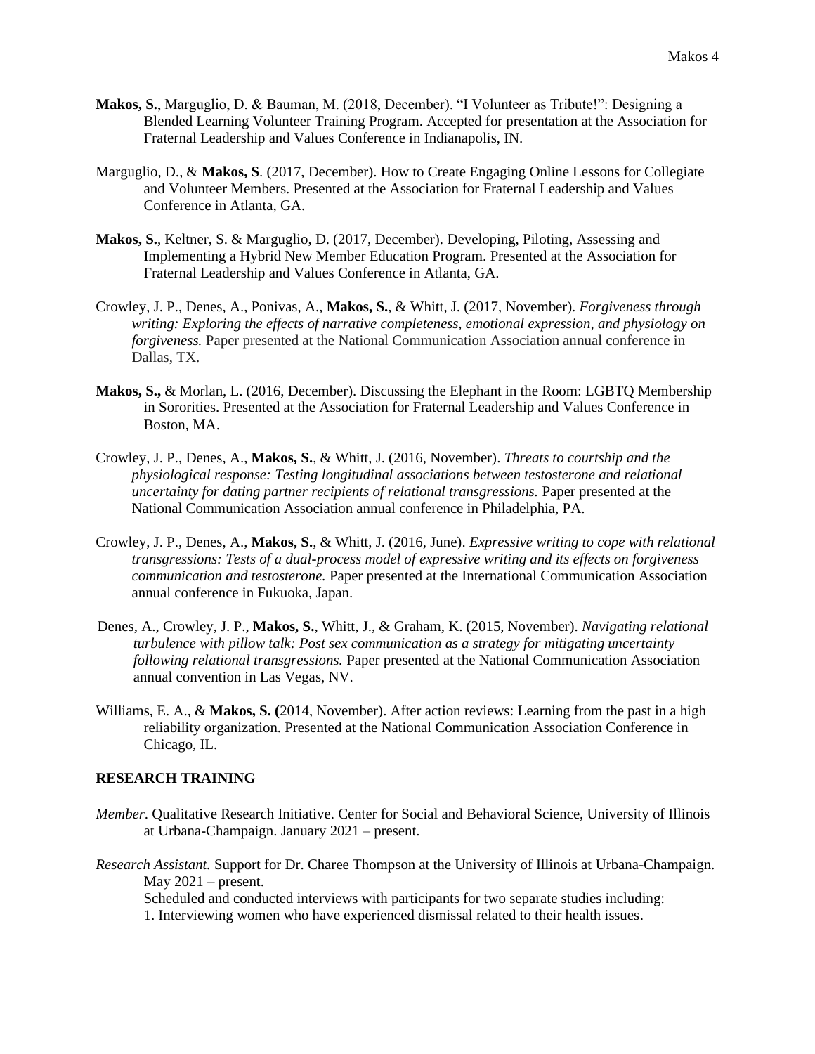**Makos, S.**, Marguglio, D. & Bauman, M. (2018, December). "I Volunteer as Tribute!": Designing a Blended Learning Volunteer Training Program. Accepted for presentation at the Association for Fraternal Leadership and Values Conference in Indianapolis, IN.

Marguglio, D., & **Makos, S**. (2017, December). How to Create Engaging Online Lessons for Collegiate and Volunteer Members. Presented at the Association for Fraternal Leadership and Values Conference in Atlanta, GA.

**Makos, S.**, Keltner, S. & Marguglio, D. (2017, December). Developing, Piloting, Assessing and Implementing a Hybrid New Member Education Program. Presented at the Association for Fraternal Leadership and Values Conference in Atlanta, GA.

Crowley, J. P., Denes, A., Ponivas, A., **Makos, S.**, & Whitt, J. (2017, November). *Forgiveness through writing: Exploring the effects of narrative completeness, emotional expression, and physiology on forgiveness.* Paper presented at the National Communication Association annual conference in Dallas, TX.

**Makos, S.,** & Morlan, L. (2016, December). Discussing the Elephant in the Room: LGBTQ Membership in Sororities. Presented at the Association for Fraternal Leadership and Values Conference in Boston, MA.

Crowley, J. P., Denes, A., **Makos, S.**, & Whitt, J. (2016, November). *Threats to courtship and the physiological response: Testing longitudinal associations between testosterone and relational uncertainty for dating partner recipients of relational transgressions.* Paper presented at the National Communication Association annual conference in Philadelphia, PA.

Crowley, J. P., Denes, A., **Makos, S.**, & Whitt, J. (2016, June). *Expressive writing to cope with relational transgressions: Tests of a dual-process model of expressive writing and its effects on forgiveness communication and testosterone.* Paper presented at the International Communication Association annual conference in Fukuoka, Japan.

Denes, A., Crowley, J. P., **Makos, S.**, Whitt, J., & Graham, K. (2015, November). *Navigating relational turbulence with pillow talk: Post sex communication as a strategy for mitigating uncertainty following relational transgressions.* Paper presented at the National Communication Association annual convention in Las Vegas, NV.

Williams, E. A., & **Makos, S. (**2014, November). After action reviews: Learning from the past in a high reliability organization. Presented at the National Communication Association Conference in Chicago, IL.

## RESEARCH TRAINING

*Member.* Qualitative Research Initiative. Center for Social and Behavioral Science, University of Illinois at Urbana-Champaign. January 2021 – present.

*Research Assistant.* Support for Dr. Charee Thompson at the University of Illinois at Urbana-Champaign. May 2021 – present.
Scheduled and conducted interviews with participants for two separate studies including:
1. Interviewing women who have experienced dismissal related to their health issues.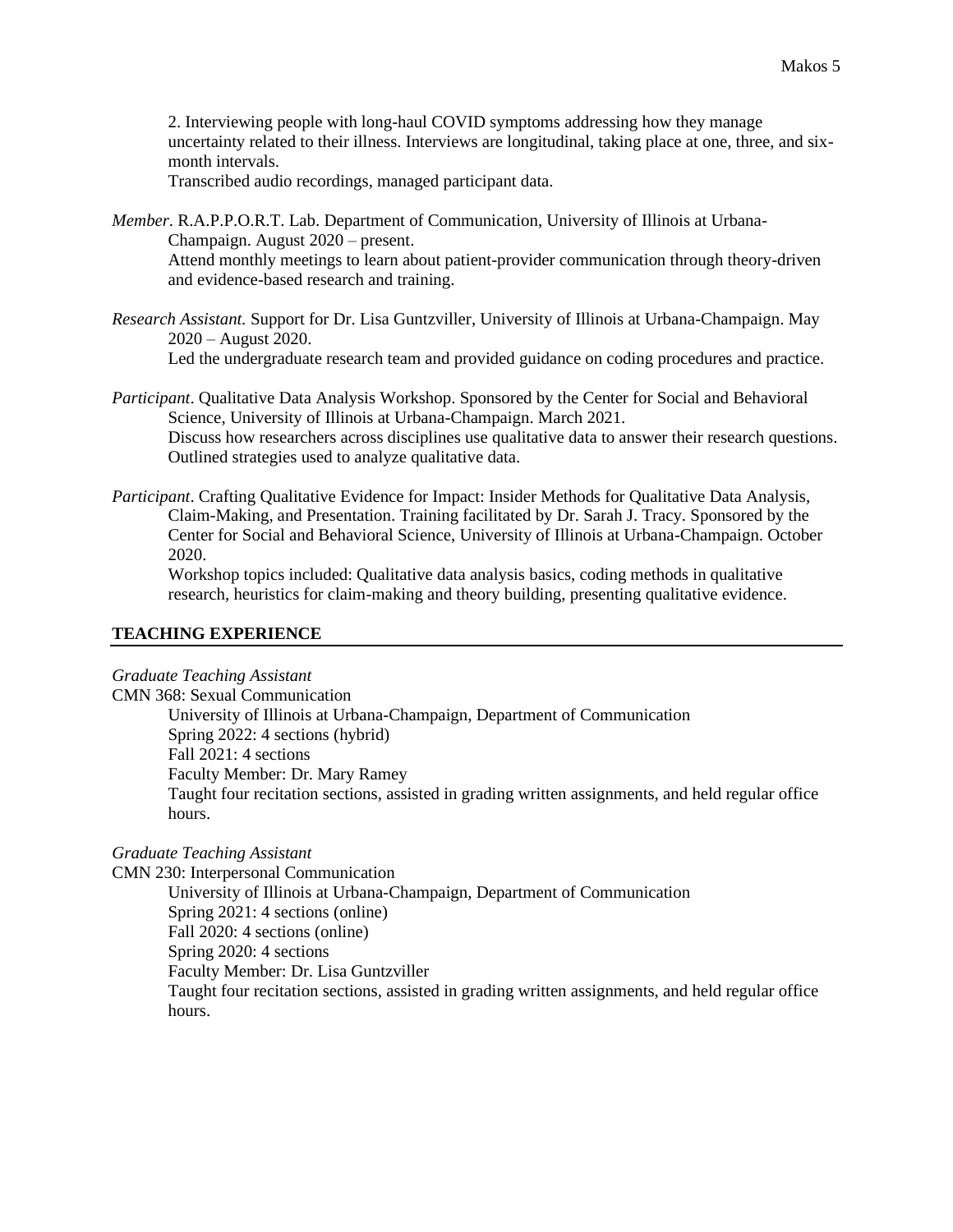2. Interviewing people with long-haul COVID symptoms addressing how they manage uncertainty related to their illness. Interviews are longitudinal, taking place at one, three, and six-month intervals.
Transcribed audio recordings, managed participant data.

*Member*. R.A.P.P.O.R.T. Lab. Department of Communication, University of Illinois at Urbana-Champaign. August 2020 – present.
Attend monthly meetings to learn about patient-provider communication through theory-driven and evidence-based research and training.

*Research Assistant.* Support for Dr. Lisa Guntzviller, University of Illinois at Urbana-Champaign. May 2020 – August 2020.
Led the undergraduate research team and provided guidance on coding procedures and practice.

*Participant*. Qualitative Data Analysis Workshop. Sponsored by the Center for Social and Behavioral Science, University of Illinois at Urbana-Champaign. March 2021.
Discuss how researchers across disciplines use qualitative data to answer their research questions. Outlined strategies used to analyze qualitative data.

*Participant*. Crafting Qualitative Evidence for Impact: Insider Methods for Qualitative Data Analysis, Claim-Making, and Presentation. Training facilitated by Dr. Sarah J. Tracy. Sponsored by the Center for Social and Behavioral Science, University of Illinois at Urbana-Champaign. October 2020.
Workshop topics included: Qualitative data analysis basics, coding methods in qualitative research, heuristics for claim-making and theory building, presenting qualitative evidence.

## TEACHING EXPERIENCE

*Graduate Teaching Assistant*
CMN 368: Sexual Communication
University of Illinois at Urbana-Champaign, Department of Communication
Spring 2022: 4 sections (hybrid)
Fall 2021: 4 sections
Faculty Member: Dr. Mary Ramey
Taught four recitation sections, assisted in grading written assignments, and held regular office hours.

*Graduate Teaching Assistant*
CMN 230: Interpersonal Communication
University of Illinois at Urbana-Champaign, Department of Communication
Spring 2021: 4 sections (online)
Fall 2020: 4 sections (online)
Spring 2020: 4 sections
Faculty Member: Dr. Lisa Guntzviller
Taught four recitation sections, assisted in grading written assignments, and held regular office hours.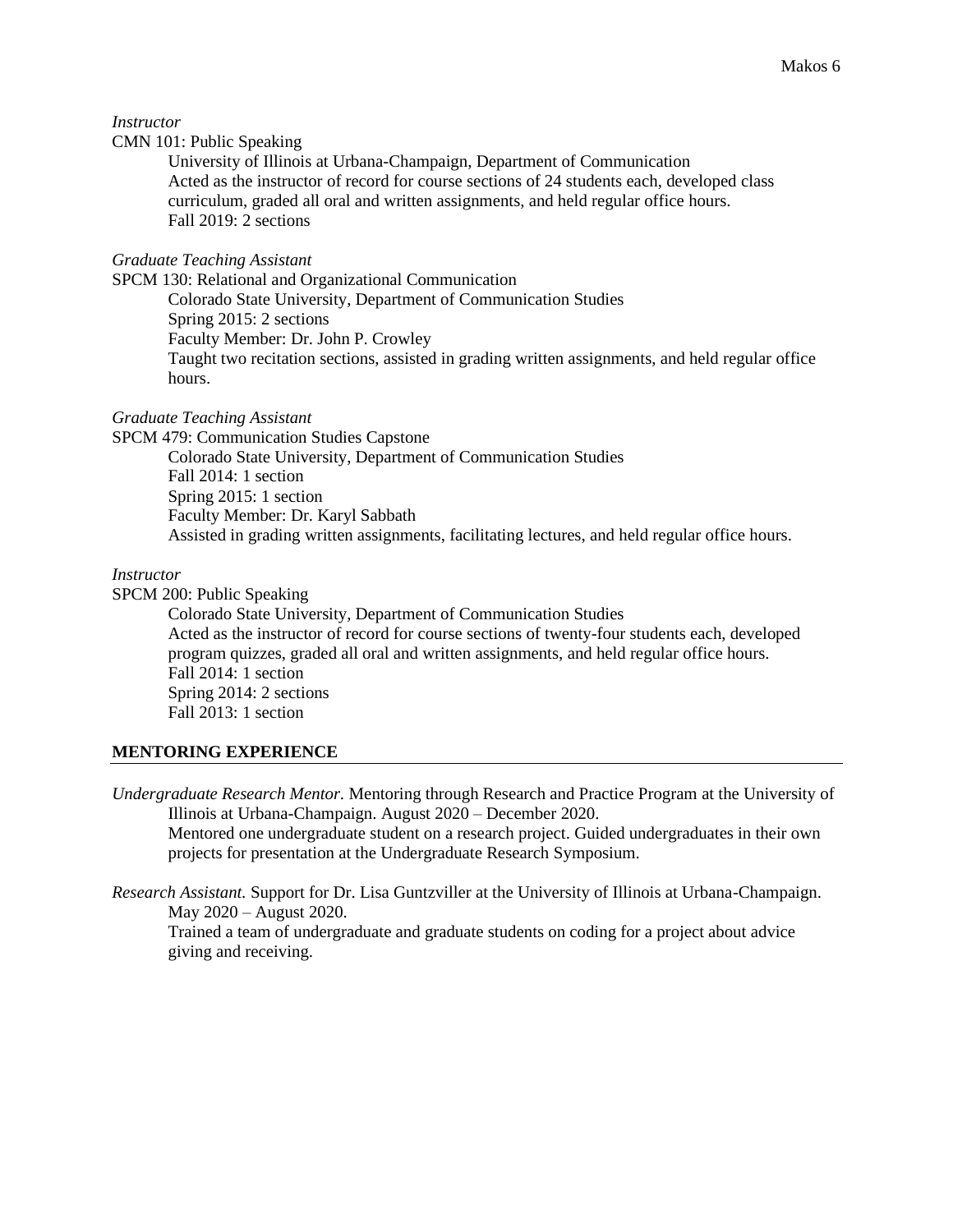*Instructor*

CMN 101: Public Speaking

University of Illinois at Urbana-Champaign, Department of Communication
Acted as the instructor of record for course sections of 24 students each, developed class curriculum, graded all oral and written assignments, and held regular office hours.
Fall 2019: 2 sections

*Graduate Teaching Assistant*

SPCM 130: Relational and Organizational Communication

Colorado State University, Department of Communication Studies
Spring 2015: 2 sections
Faculty Member: Dr. John P. Crowley
Taught two recitation sections, assisted in grading written assignments, and held regular office hours.

*Graduate Teaching Assistant*

SPCM 479: Communication Studies Capstone

Colorado State University, Department of Communication Studies
Fall 2014: 1 section
Spring 2015: 1 section
Faculty Member: Dr. Karyl Sabbath
Assisted in grading written assignments, facilitating lectures, and held regular office hours.

*Instructor*

SPCM 200: Public Speaking

Colorado State University, Department of Communication Studies
Acted as the instructor of record for course sections of twenty-four students each, developed program quizzes, graded all oral and written assignments, and held regular office hours.
Fall 2014: 1 section
Spring 2014: 2 sections
Fall 2013: 1 section

## MENTORING EXPERIENCE

*Undergraduate Research Mentor.* Mentoring through Research and Practice Program at the University of Illinois at Urbana-Champaign. August 2020 – December 2020.
Mentored one undergraduate student on a research project. Guided undergraduates in their own projects for presentation at the Undergraduate Research Symposium.

*Research Assistant.* Support for Dr. Lisa Guntzviller at the University of Illinois at Urbana-Champaign. May 2020 – August 2020.
Trained a team of undergraduate and graduate students on coding for a project about advice giving and receiving.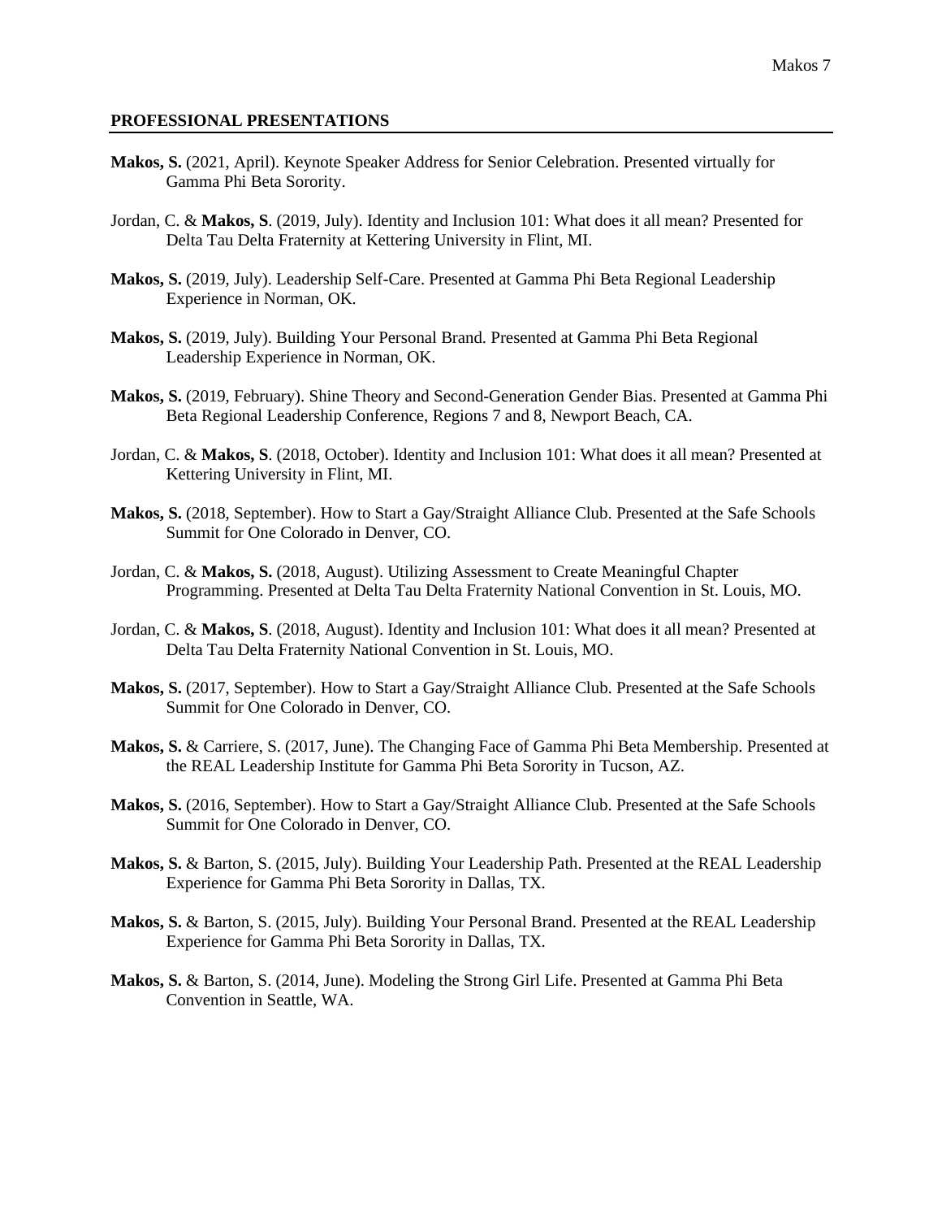## PROFESSIONAL PRESENTATIONS

**Makos, S.** (2021, April). Keynote Speaker Address for Senior Celebration. Presented virtually for Gamma Phi Beta Sorority.

Jordan, C. & **Makos, S**. (2019, July). Identity and Inclusion 101: What does it all mean? Presented for Delta Tau Delta Fraternity at Kettering University in Flint, MI.

**Makos, S.** (2019, July). Leadership Self-Care. Presented at Gamma Phi Beta Regional Leadership Experience in Norman, OK.

**Makos, S.** (2019, July). Building Your Personal Brand. Presented at Gamma Phi Beta Regional Leadership Experience in Norman, OK.

**Makos, S.** (2019, February). Shine Theory and Second-Generation Gender Bias. Presented at Gamma Phi Beta Regional Leadership Conference, Regions 7 and 8, Newport Beach, CA.

Jordan, C. & **Makos, S**. (2018, October). Identity and Inclusion 101: What does it all mean? Presented at Kettering University in Flint, MI.

**Makos, S.** (2018, September). How to Start a Gay/Straight Alliance Club. Presented at the Safe Schools Summit for One Colorado in Denver, CO.

Jordan, C. & **Makos, S.** (2018, August). Utilizing Assessment to Create Meaningful Chapter Programming. Presented at Delta Tau Delta Fraternity National Convention in St. Louis, MO.

Jordan, C. & **Makos, S**. (2018, August). Identity and Inclusion 101: What does it all mean? Presented at Delta Tau Delta Fraternity National Convention in St. Louis, MO.

**Makos, S.** (2017, September). How to Start a Gay/Straight Alliance Club. Presented at the Safe Schools Summit for One Colorado in Denver, CO.

**Makos, S.** & Carriere, S. (2017, June). The Changing Face of Gamma Phi Beta Membership. Presented at the REAL Leadership Institute for Gamma Phi Beta Sorority in Tucson, AZ.

**Makos, S.** (2016, September). How to Start a Gay/Straight Alliance Club. Presented at the Safe Schools Summit for One Colorado in Denver, CO.

**Makos, S.** & Barton, S. (2015, July). Building Your Leadership Path. Presented at the REAL Leadership Experience for Gamma Phi Beta Sorority in Dallas, TX.

**Makos, S.** & Barton, S. (2015, July). Building Your Personal Brand. Presented at the REAL Leadership Experience for Gamma Phi Beta Sorority in Dallas, TX.

**Makos, S.** & Barton, S. (2014, June). Modeling the Strong Girl Life. Presented at Gamma Phi Beta Convention in Seattle, WA.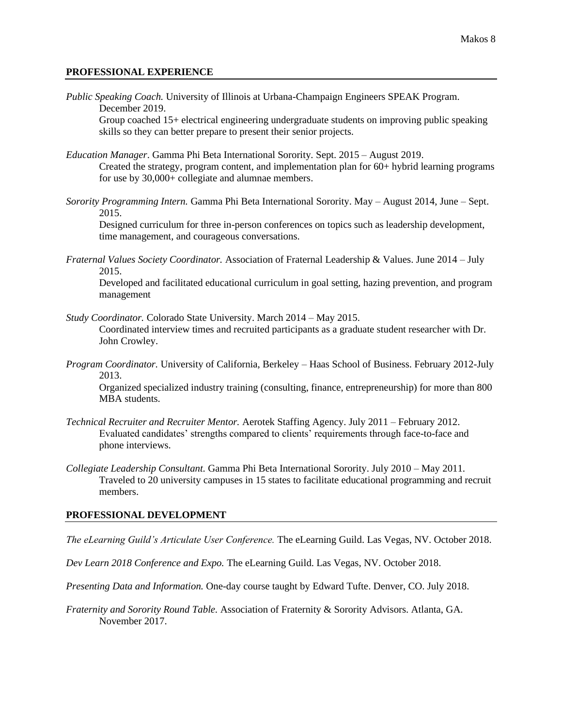## PROFESSIONAL EXPERIENCE

*Public Speaking Coach.* University of Illinois at Urbana-Champaign Engineers SPEAK Program. December 2019.
Group coached 15+ electrical engineering undergraduate students on improving public speaking skills so they can better prepare to present their senior projects.

*Education Manager*. Gamma Phi Beta International Sorority. Sept. 2015 – August 2019.
Created the strategy, program content, and implementation plan for 60+ hybrid learning programs for use by 30,000+ collegiate and alumnae members.

*Sorority Programming Intern.* Gamma Phi Beta International Sorority. May – August 2014, June – Sept. 2015.
Designed curriculum for three in-person conferences on topics such as leadership development, time management, and courageous conversations.

*Fraternal Values Society Coordinator.* Association of Fraternal Leadership & Values. June 2014 – July 2015.
Developed and facilitated educational curriculum in goal setting, hazing prevention, and program management

*Study Coordinator.* Colorado State University. March 2014 – May 2015.
Coordinated interview times and recruited participants as a graduate student researcher with Dr. John Crowley.

*Program Coordinator.* University of California, Berkeley – Haas School of Business. February 2012-July 2013.
Organized specialized industry training (consulting, finance, entrepreneurship) for more than 800 MBA students.

*Technical Recruiter and Recruiter Mentor.* Aerotek Staffing Agency. July 2011 – February 2012.
Evaluated candidates' strengths compared to clients' requirements through face-to-face and phone interviews.

*Collegiate Leadership Consultant.* Gamma Phi Beta International Sorority. July 2010 – May 2011.
Traveled to 20 university campuses in 15 states to facilitate educational programming and recruit members.

## PROFESSIONAL DEVELOPMENT

*The eLearning Guild's Articulate User Conference.* The eLearning Guild. Las Vegas, NV. October 2018.

*Dev Learn 2018 Conference and Expo.* The eLearning Guild. Las Vegas, NV. October 2018.

*Presenting Data and Information.* One-day course taught by Edward Tufte. Denver, CO. July 2018.

*Fraternity and Sorority Round Table.* Association of Fraternity & Sorority Advisors. Atlanta, GA. November 2017.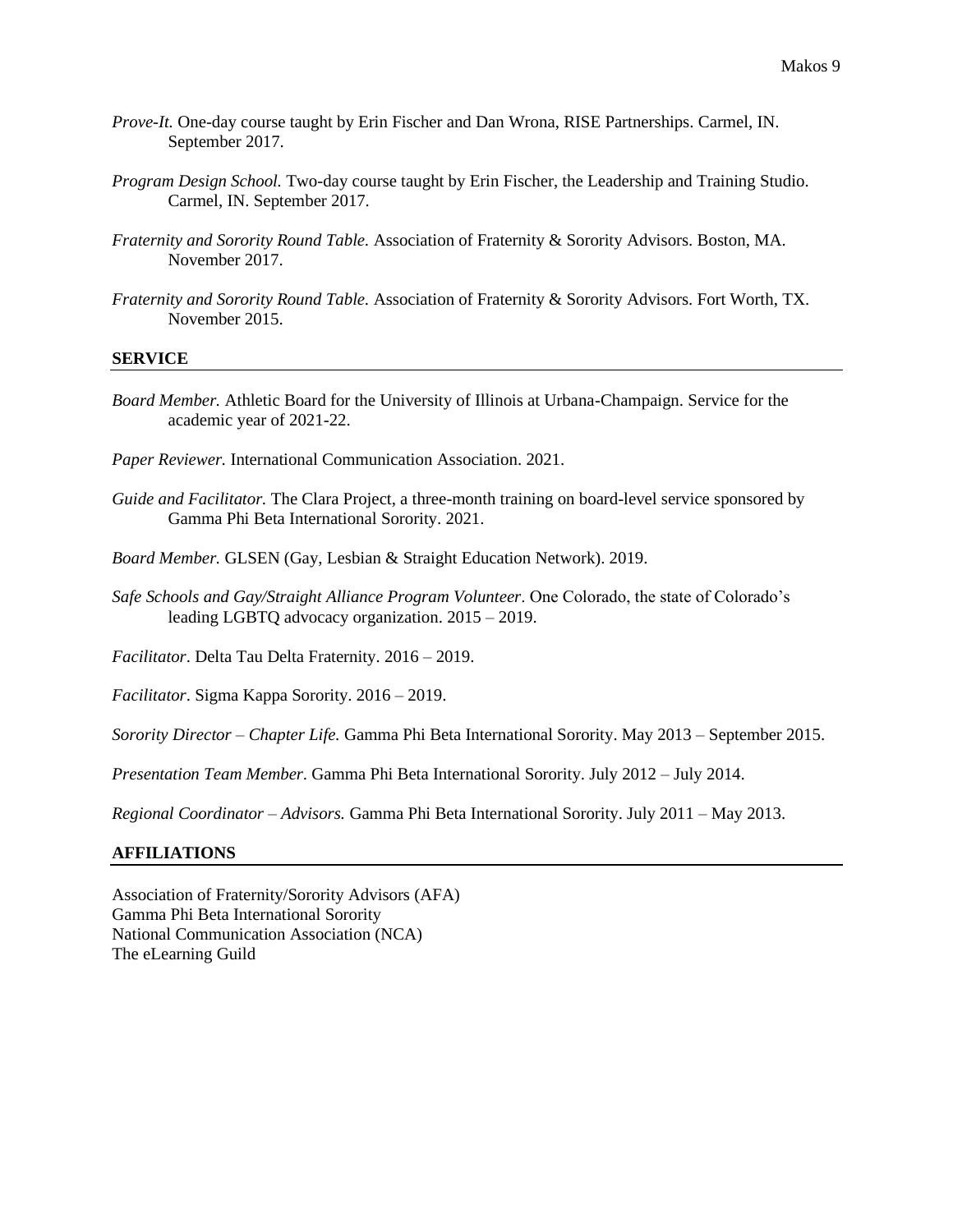*Prove-It.* One-day course taught by Erin Fischer and Dan Wrona, RISE Partnerships. Carmel, IN. September 2017.

*Program Design School.* Two-day course taught by Erin Fischer, the Leadership and Training Studio. Carmel, IN. September 2017.

*Fraternity and Sorority Round Table.* Association of Fraternity & Sorority Advisors. Boston, MA. November 2017.

*Fraternity and Sorority Round Table.* Association of Fraternity & Sorority Advisors. Fort Worth, TX. November 2015.

## SERVICE

*Board Member.* Athletic Board for the University of Illinois at Urbana-Champaign. Service for the academic year of 2021-22.

*Paper Reviewer.* International Communication Association. 2021.

*Guide and Facilitator.* The Clara Project, a three-month training on board-level service sponsored by Gamma Phi Beta International Sorority. 2021.

*Board Member.* GLSEN (Gay, Lesbian & Straight Education Network). 2019.

*Safe Schools and Gay/Straight Alliance Program Volunteer*. One Colorado, the state of Colorado's leading LGBTQ advocacy organization. 2015 – 2019.

*Facilitator*. Delta Tau Delta Fraternity. 2016 – 2019.

*Facilitator*. Sigma Kappa Sorority. 2016 – 2019.

*Sorority Director – Chapter Life.* Gamma Phi Beta International Sorority. May 2013 – September 2015.

*Presentation Team Member*. Gamma Phi Beta International Sorority. July 2012 – July 2014.

*Regional Coordinator – Advisors.* Gamma Phi Beta International Sorority. July 2011 – May 2013.

## AFFILIATIONS

Association of Fraternity/Sorority Advisors (AFA)
Gamma Phi Beta International Sorority
National Communication Association (NCA)
The eLearning Guild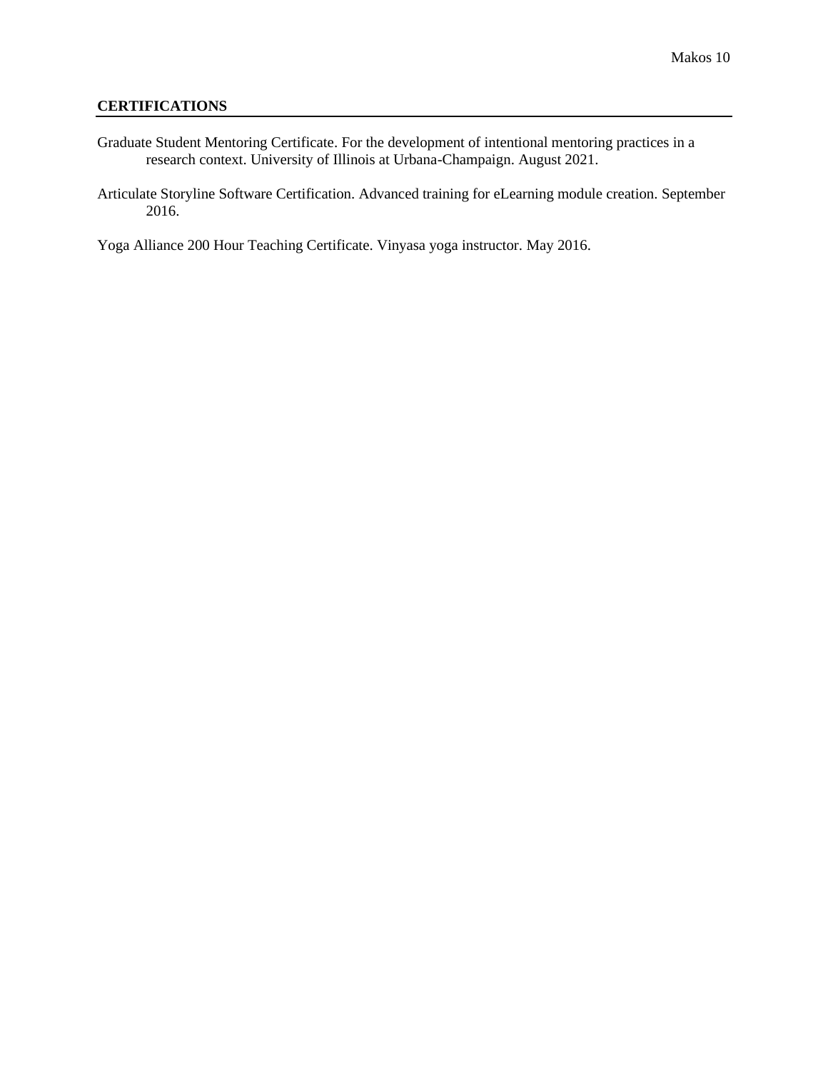## CERTIFICATIONS

Graduate Student Mentoring Certificate. For the development of intentional mentoring practices in a research context. University of Illinois at Urbana-Champaign. August 2021.

Articulate Storyline Software Certification. Advanced training for eLearning module creation. September 2016.

Yoga Alliance 200 Hour Teaching Certificate. Vinyasa yoga instructor. May 2016.